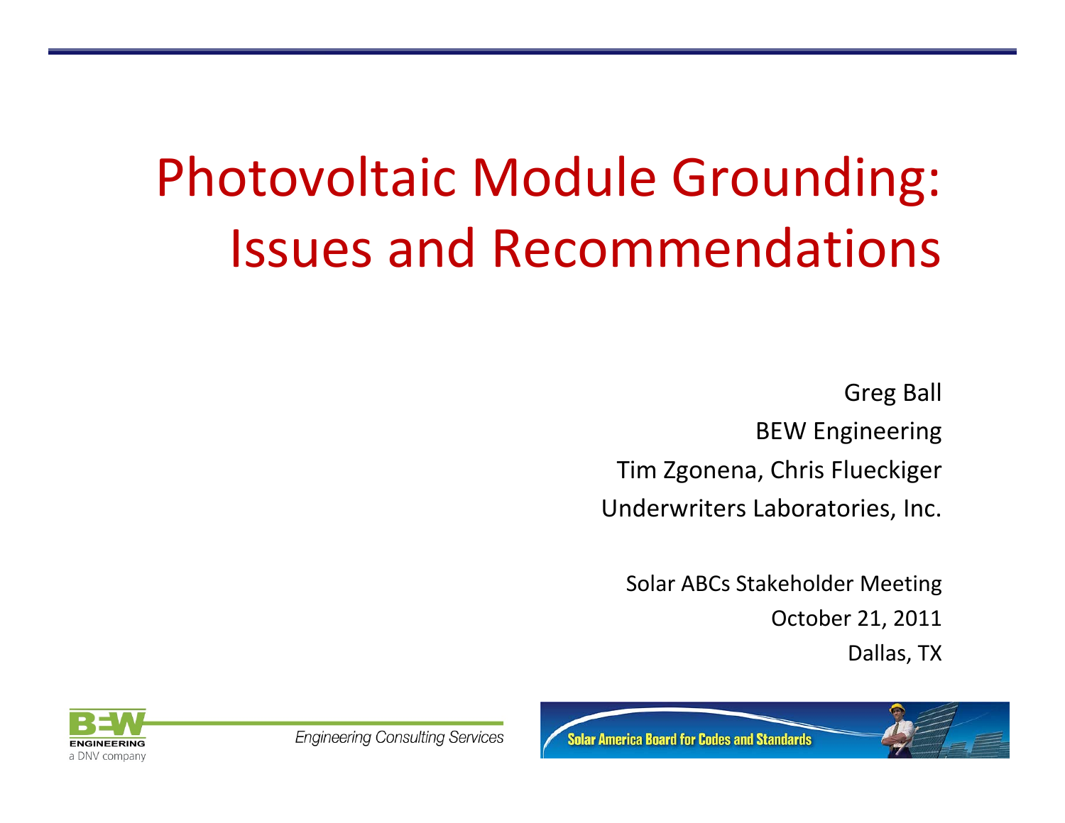# Photovoltaic Module Grounding: Issues and Recommendations

Greg Ball

BEW Engineering

Tim Zgonena, Chris Flueckiger

Underwriters Laboratories, Inc.

Solar ABCs Stakeholder Meeting

October 21, 2011

Dallas, TX

BEW ENGINEERING a DNV company

*Engineering Consulting Services*

Solar America Board for Codes and Standards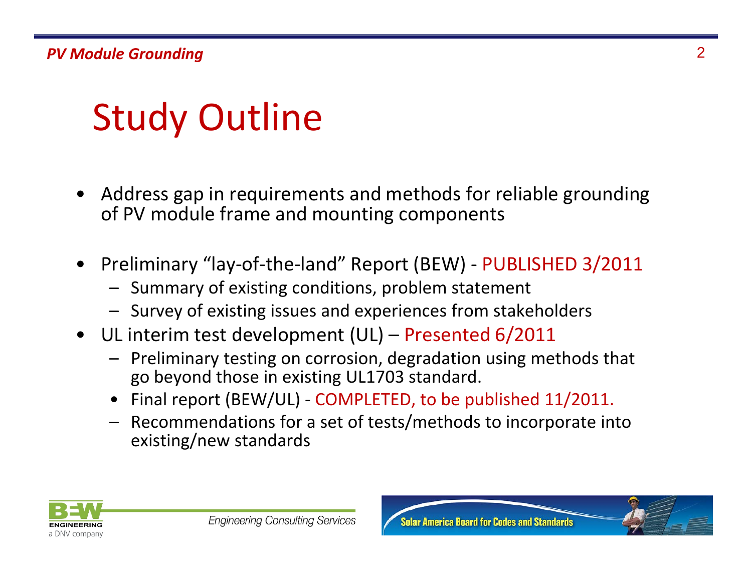# Study Outline

- Address gap in requirements and methods for reliable grounding of PV module frame and mounting components
- Preliminary "lay-of-the-land" Report (BEW) - PUBLISHED 3/2011
  - Summary of existing conditions, problem statement
  - Survey of existing issues and experiences from stakeholders
- UL interim test development (UL) – Presented 6/2011
  - Preliminary testing on corrosion, degradation using methods that go beyond those in existing UL1703 standard.
  - Final report (BEW/UL) - COMPLETED, to be published 11/2011.
  - Recommendations for a set of tests/methods to incorporate into existing/new standards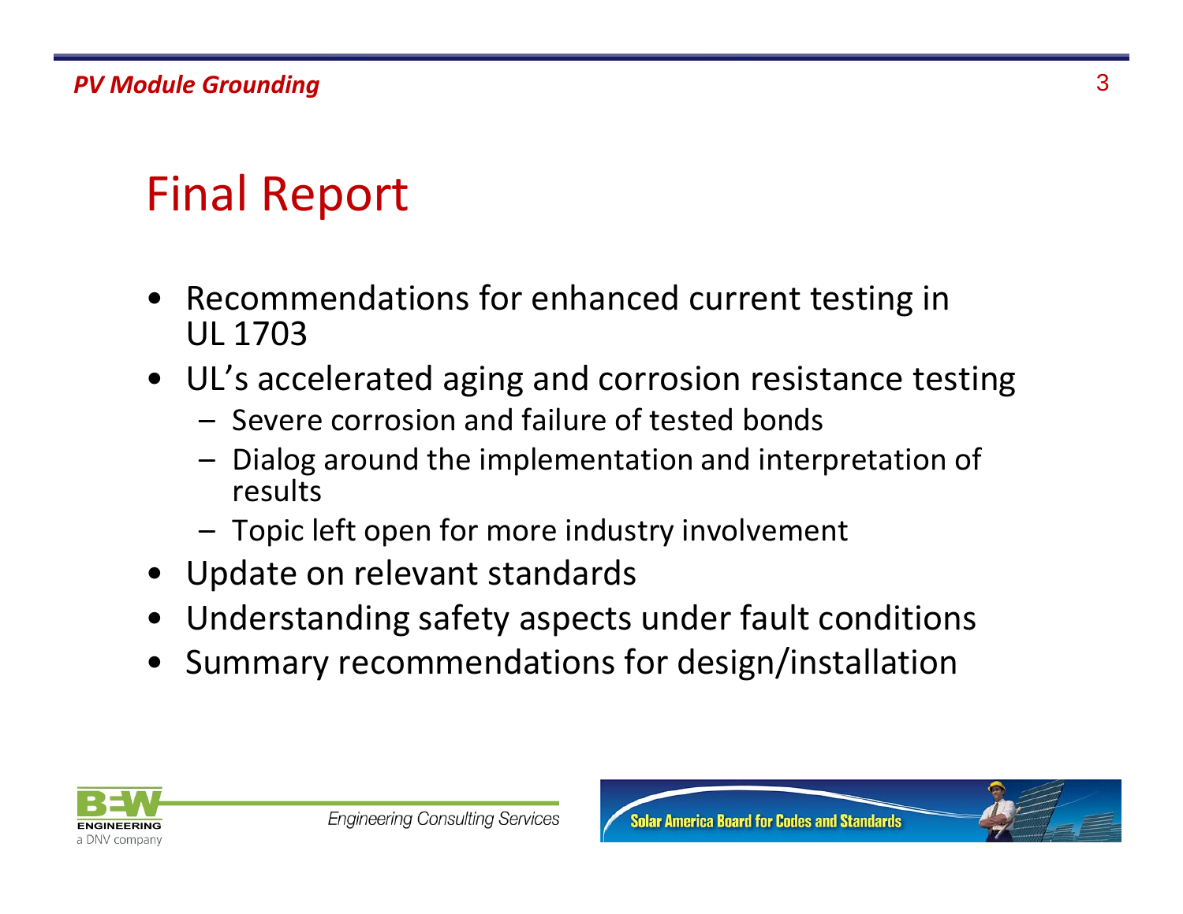# Final Report

- Recommendations for enhanced current testing in UL 1703
- UL's accelerated aging and corrosion resistance testing
  - Severe corrosion and failure of tested bonds
  - Dialog around the implementation and interpretation of results
  - Topic left open for more industry involvement
- Update on relevant standards
- Understanding safety aspects under fault conditions
- Summary recommendations for design/installation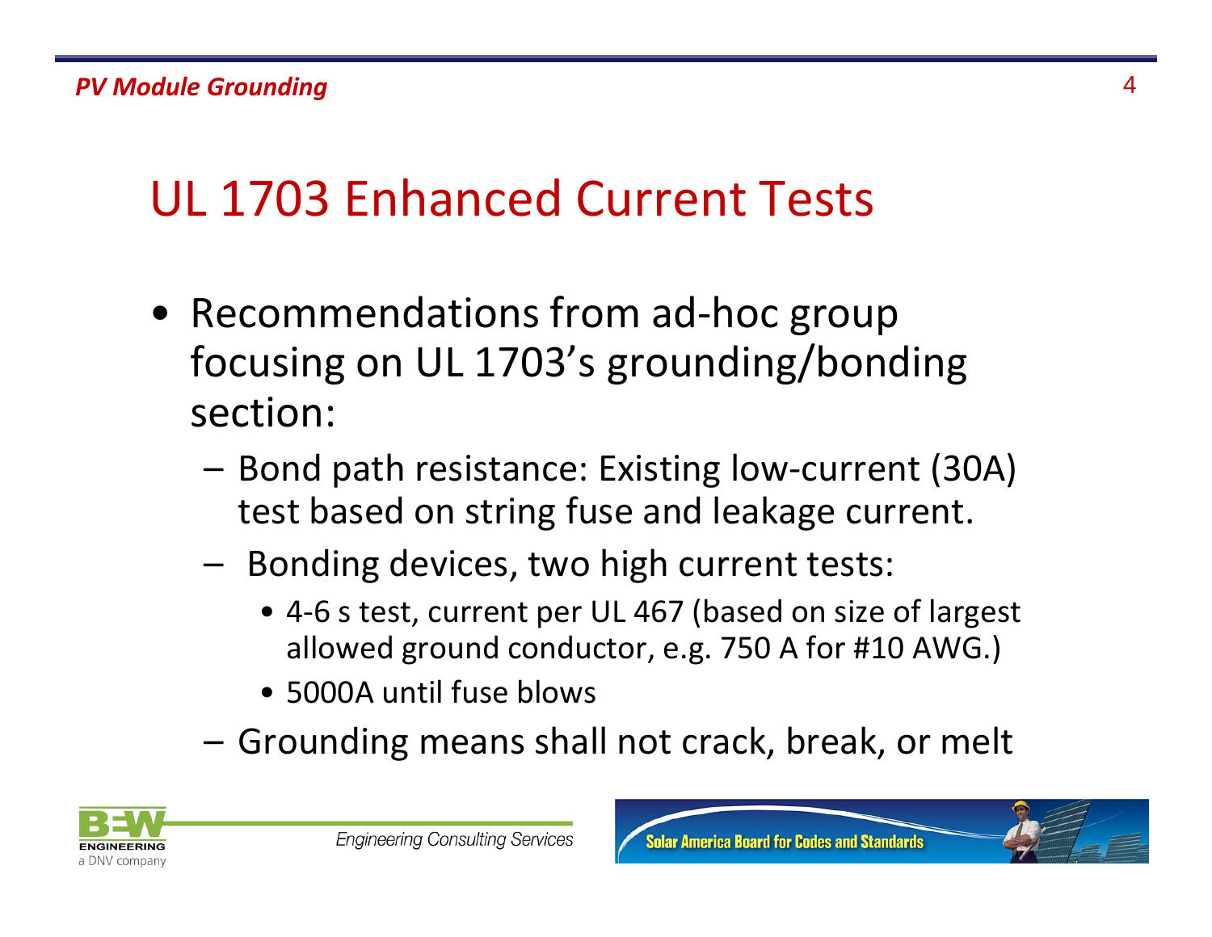# UL 1703 Enhanced Current Tests

- Recommendations from ad-hoc group focusing on UL 1703's grounding/bonding section:
  - Bond path resistance: Existing low-current (30A) test based on string fuse and leakage current.
  - Bonding devices, two high current tests:
    - 4-6 s test, current per UL 467 (based on size of largest allowed ground conductor, e.g. 750 A for #10 AWG.)
    - 5000A until fuse blows
  - Grounding means shall not crack, break, or melt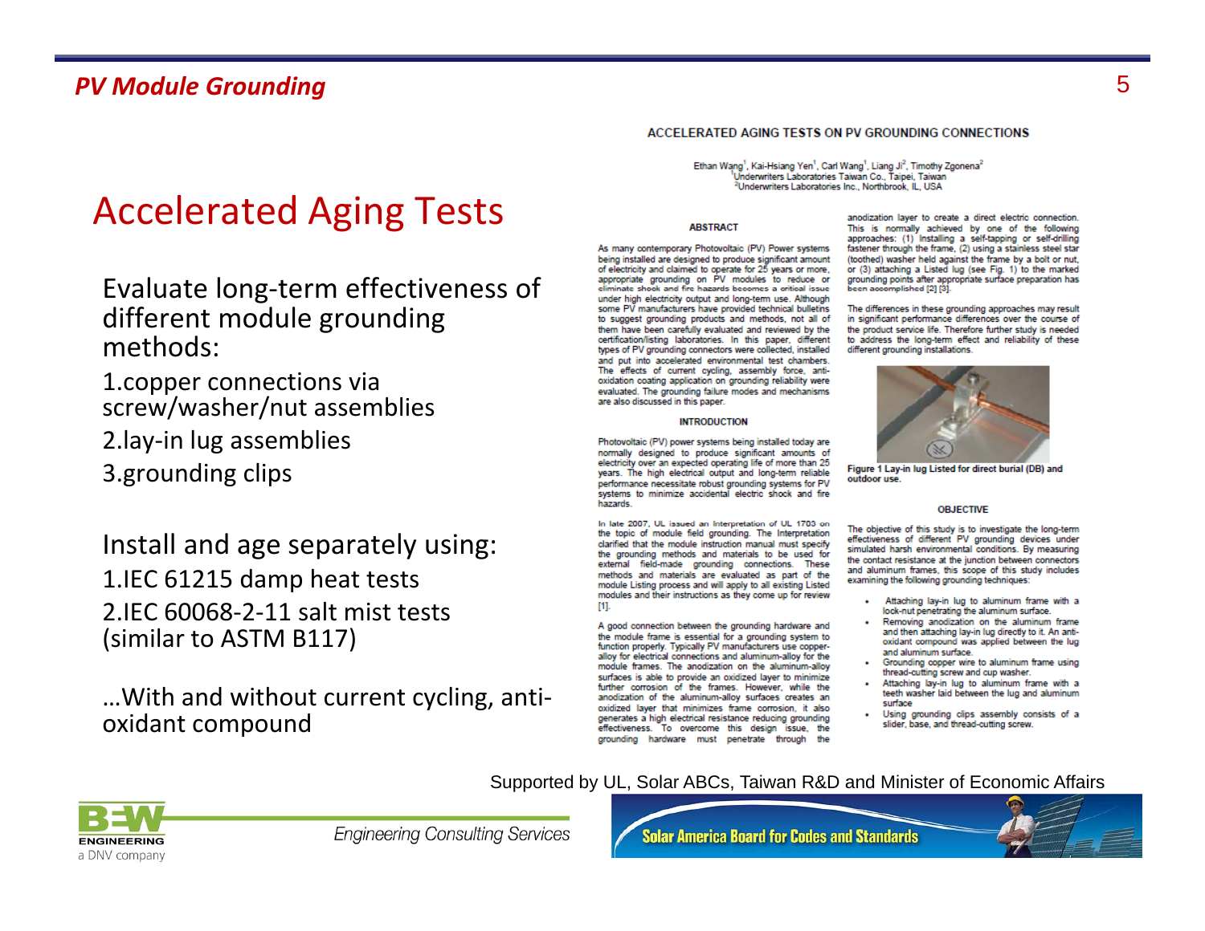## Accelerated Aging Tests

Evaluate long-term effectiveness of different module grounding methods:

1. copper connections via screw/washer/nut assemblies
2. lay-in lug assemblies
3. grounding clips

Install and age separately using:

1. IEC 61215 damp heat tests
2. IEC 60068-2-11 salt mist tests (similar to ASTM B117)

…With and without current cycling, anti-oxidant compound

**ACCELERATED AGING TESTS ON PV GROUNDING CONNECTIONS**

Ethan Wang[1], Kai-Hsiang Yen[1], Carl Wang[1], Liang Ji[2], Timothy Zgonena[2]
[1]Underwriters Laboratories Taiwan Co., Taipei, Taiwan
[2]Underwriters Laboratories Inc., Northbrook, IL, USA

**ABSTRACT**

As many contemporary Photovoltaic (PV) Power systems being installed are designed to produce significant amount of electricity and claimed to operate for 25 years or more, appropriate grounding on PV modules to reduce or eliminate shock and fire hazards becomes a critical issue under high electricity output and long-term use. Although some PV manufacturers have provided technical bulletins to suggest grounding products and methods, not all of them have been carefully evaluated and reviewed by the certification/listing laboratories. In this paper, different types of PV grounding connectors were collected, installed and put into accelerated environmental test chambers. The effects of current cycling, assembly force, anti-oxidation coating application on grounding reliability were evaluated. The grounding failure modes and mechanisms are also discussed in this paper.

**INTRODUCTION**

Photovoltaic (PV) power systems being installed today are normally designed to produce significant amounts of electricity over an expected operating life of more than 25 years. The high electrical output and long-term reliable performance necessitate robust grounding systems for PV systems to minimize accidental electric shock and fire hazards.

In late 2007, UL issued an Interpretation of UL 1703 on the topic of module field grounding. The Interpretation clarified that the module instruction manual must specify the grounding methods and materials to be used for external field-made grounding connections. These methods and materials are evaluated as part of the module Listing process and will apply to all existing Listed modules and their instructions as they come up for review [1].

A good connection between the grounding hardware and the module frame is essential for a grounding system to function properly. Typically PV manufacturers use copper-alloy for electrical connections and aluminum-alloy for the module frames. The anodization on the aluminum-alloy surfaces is able to provide an oxidized layer to minimize further corrosion of the frames. However, while the anodization of the aluminum-alloy surfaces creates an oxidized layer that minimizes frame corrosion, it also generates a high electrical resistance reducing grounding effectiveness. To overcome this design issue, the grounding hardware must penetrate through the anodization layer to create a direct electric connection. This is normally achieved by one of the following approaches: (1) Installing a self-tapping or self-drilling fastener through the frame, (2) using a stainless steel star (toothed) washer held against the frame by a bolt or nut, or (3) attaching a Listed lug (see Fig. 1) to the marked grounding points after appropriate surface preparation has been accomplished [2] [3].

The differences in these grounding approaches may result in significant performance differences over the course of the product service life. Therefore further study is needed to address the long-term effect and reliability of these different grounding installations.

**Figure 1 Lay-in lug Listed for direct burial (DB) and outdoor use.**

**OBJECTIVE**

The objective of this study is to investigate the long-term effectiveness of different PV grounding devices under simulated harsh environmental conditions. By measuring the contact resistance at the junction between connectors and aluminum frames, this scope of this study includes examining the following grounding techniques:

- Attaching lay-in lug to aluminum frame with a lock-nut penetrating the aluminum surface.
- Removing anodization on the aluminum frame and then attaching lay-in lug directly to it. An anti-oxidant compound was applied between the lug and aluminum surface.
- Grounding copper wire to aluminum frame using thread-cutting screw and cup washer.
- Attaching lay-in lug to aluminum frame with a teeth washer laid between the lug and aluminum surface
- Using grounding clips assembly consists of a slider, base, and thread-cutting screw.

Supported by UL, Solar ABCs, Taiwan R&D and Minister of Economic Affairs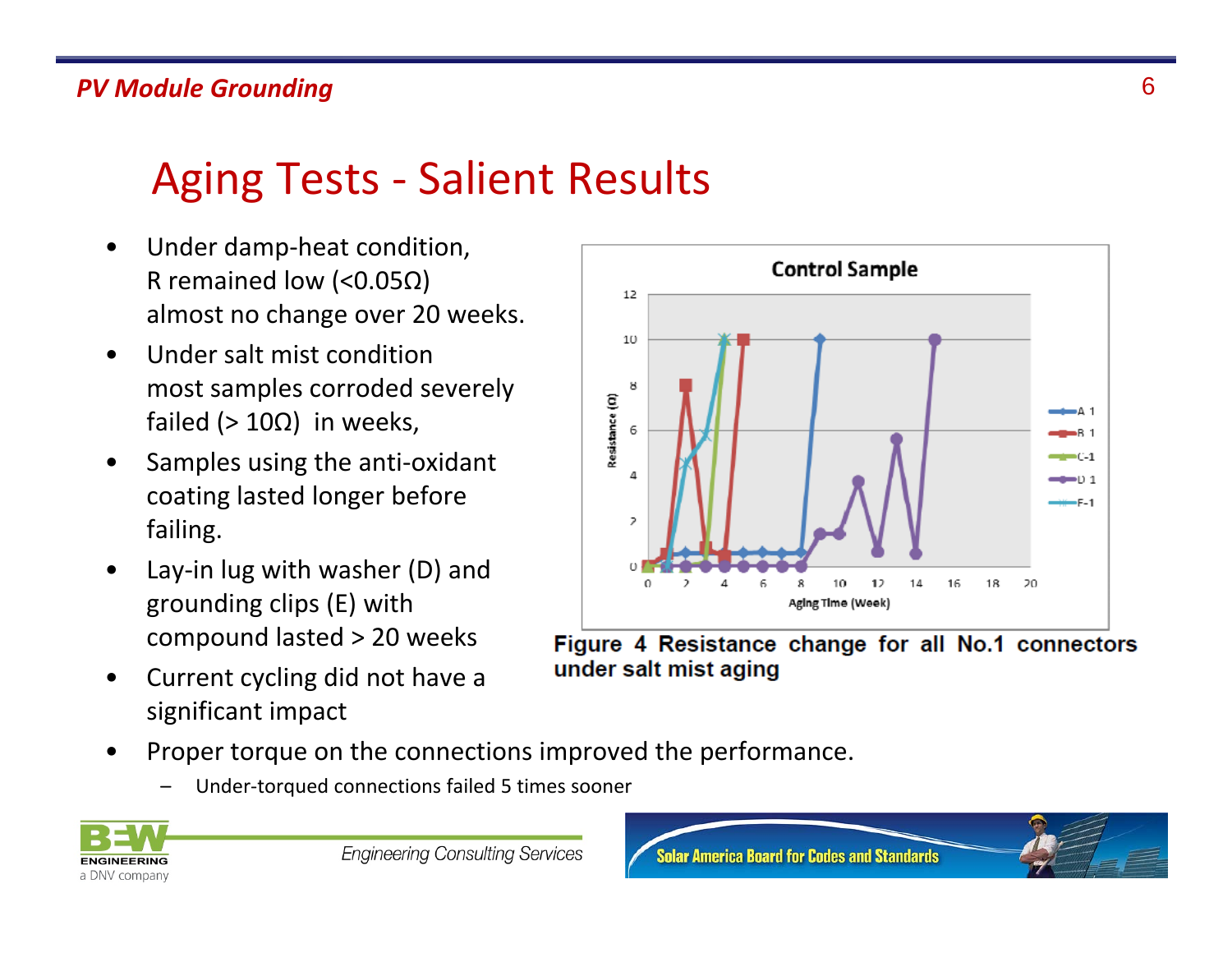# Aging Tests - Salient Results

- Under damp-heat condition, R remained low (<0.05Ω) almost no change over 20 weeks.
- Under salt mist condition most samples corroded severely failed (> 10Ω) in weeks,
- Samples using the anti-oxidant coating lasted longer before failing.
- Lay-in lug with washer (D) and grounding clips (E) with compound lasted > 20 weeks
- Current cycling did not have a significant impact
- Proper torque on the connections improved the performance.
  - Under-torqued connections failed 5 times sooner

**Figure 4 Resistance change for all No.1 connectors under salt mist aging**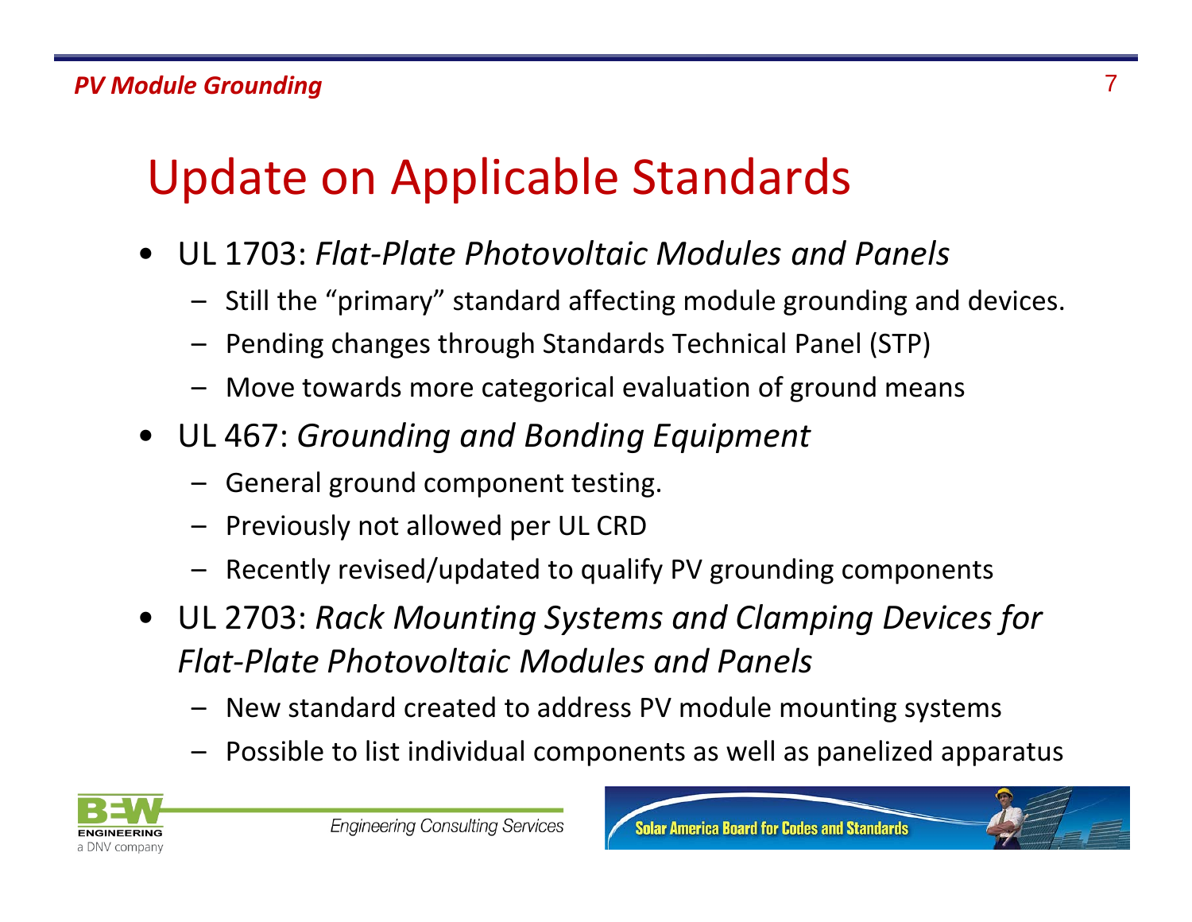# Update on Applicable Standards

- UL 1703: *Flat-Plate Photovoltaic Modules and Panels*
  - Still the "primary" standard affecting module grounding and devices.
  - Pending changes through Standards Technical Panel (STP)
  - Move towards more categorical evaluation of ground means
- UL 467: *Grounding and Bonding Equipment*
  - General ground component testing.
  - Previously not allowed per UL CRD
  - Recently revised/updated to qualify PV grounding components
- UL 2703: *Rack Mounting Systems and Clamping Devices for Flat-Plate Photovoltaic Modules and Panels*
  - New standard created to address PV module mounting systems
  - Possible to list individual components as well as panelized apparatus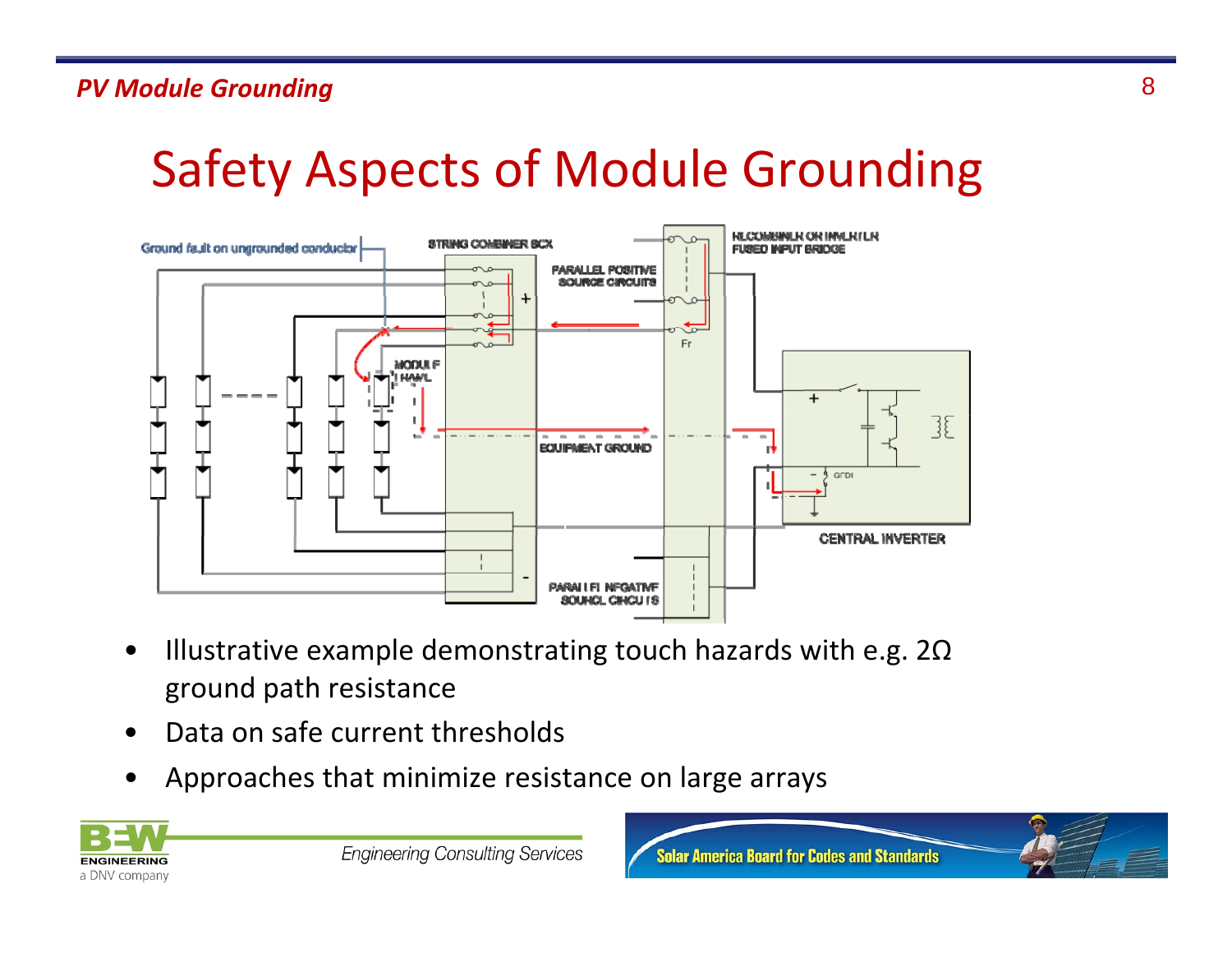# Safety Aspects of Module Grounding

- Illustrative example demonstrating touch hazards with e.g. 2Ω ground path resistance
- Data on safe current thresholds
- Approaches that minimize resistance on large arrays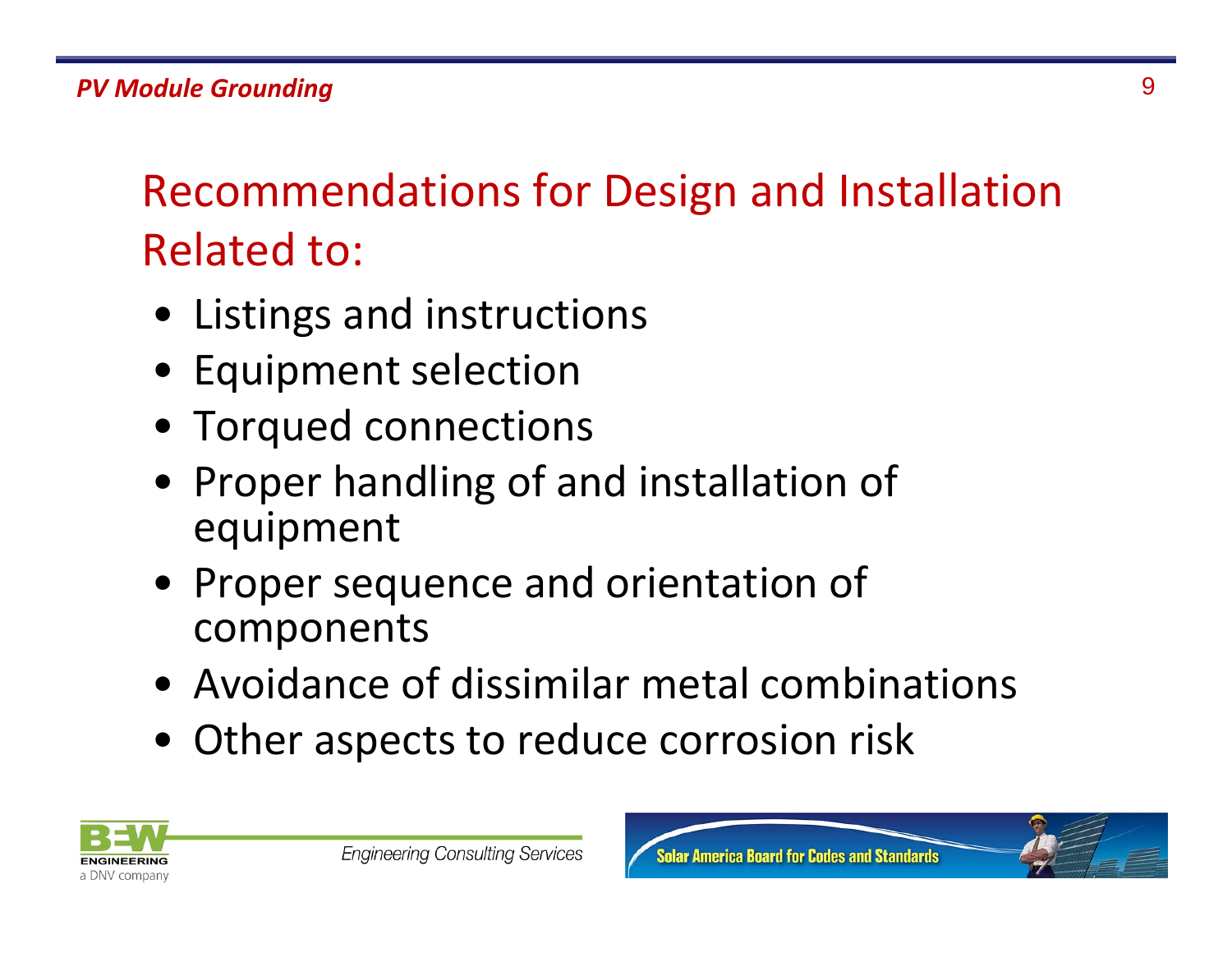## Recommendations for Design and Installation Related to:

- Listings and instructions
- Equipment selection
- Torqued connections
- Proper handling of and installation of equipment
- Proper sequence and orientation of components
- Avoidance of dissimilar metal combinations
- Other aspects to reduce corrosion risk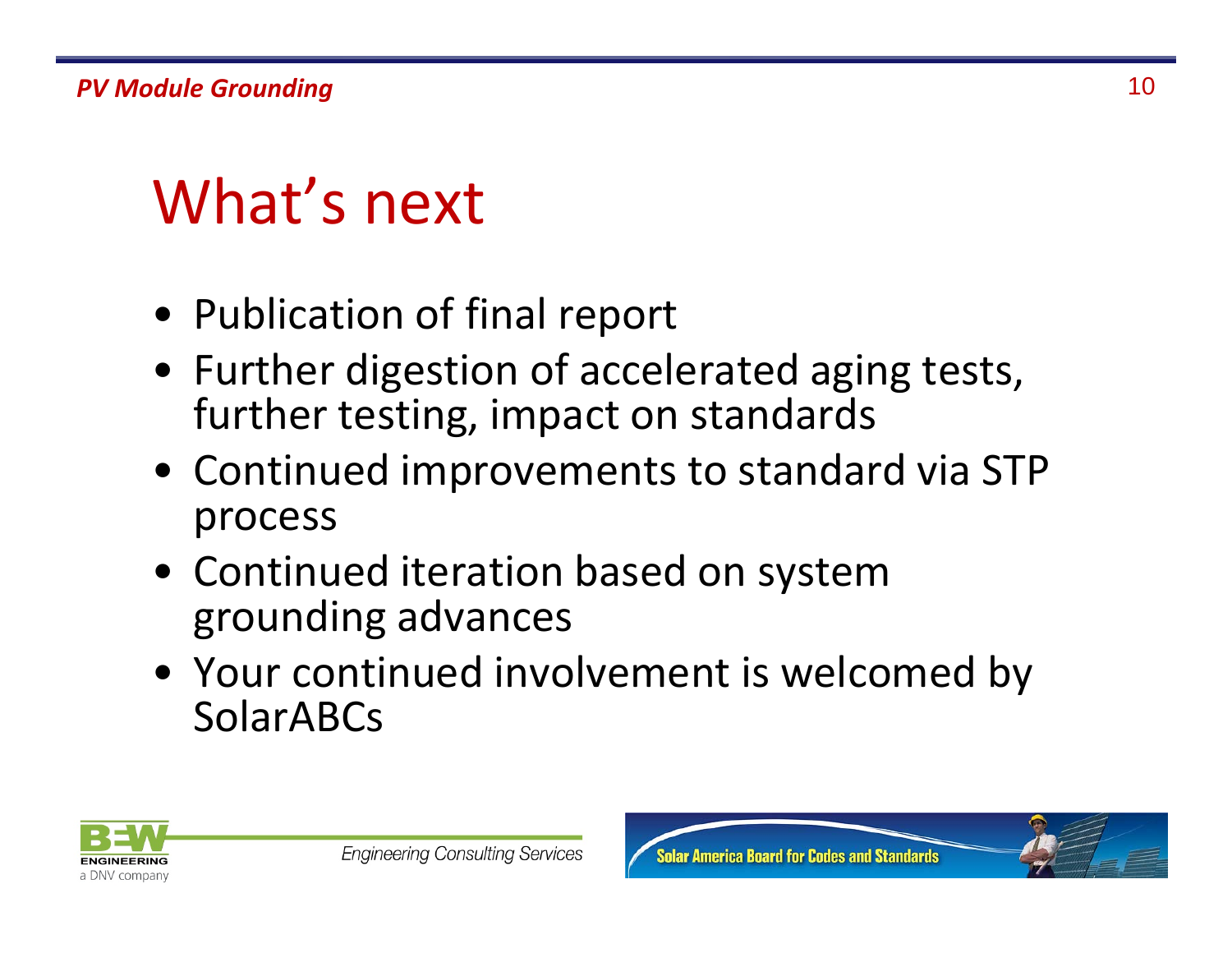# What's next

- Publication of final report
- Further digestion of accelerated aging tests, further testing, impact on standards
- Continued improvements to standard via STP process
- Continued iteration based on system grounding advances
- Your continued involvement is welcomed by SolarABCs